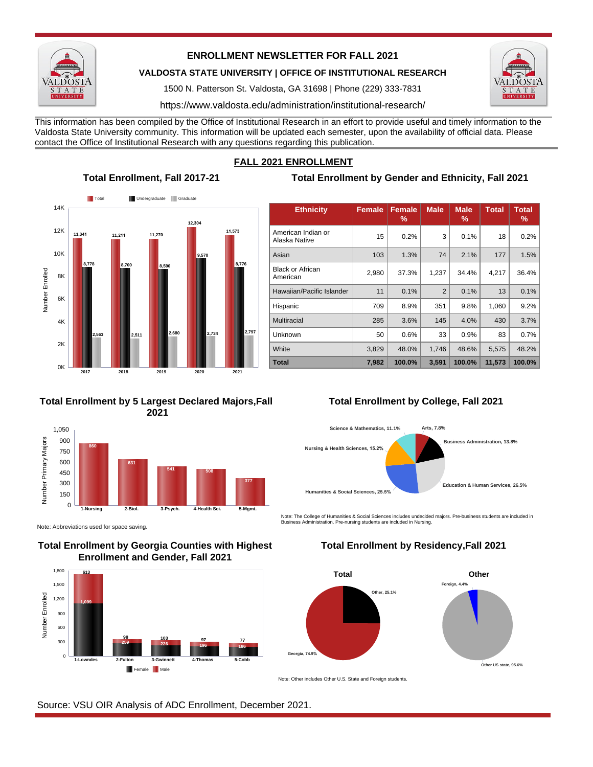# ENROLLMENT NEWSLETTER FOR FALL 2021

**VALDOSTA STATE UNIVERSITY | OFFICE OF INSTITUTIONAL RESEARCH**

1500 N. Patterson St. Valdosta, GA 31698 | Phone (229) 333-7831

https://www.valdosta.edu/administration/institutional-research/

This information has been compiled by the Office of Institutional Research in an effort to provide useful and timely information to the Valdosta State University community. This information will be updated each semester, upon the availability of official data. Please contact the Office of Institutional Research with any questions regarding this publication.

## FALL 2021 ENROLLMENT

### Total Enrollment, Fall 2017-21

| Year | Total | Undergraduate | Graduate |
|---|---|---|---|
| 2017 | 11,341 | 8,778 | 2,563 |
| 2018 | 11,211 | 8,700 | 2,511 |
| 2019 | 11,270 | 8,590 | 2,680 |
| 2020 | 12,304 | 9,570 | 2,734 |
| 2021 | 11,573 | 8,776 | 2,797 |

### Total Enrollment by Gender and Ethnicity, Fall 2021

| Ethnicity | Female | Female % | Male | Male % | Total | Total % |
|---|---|---|---|---|---|---|
| American Indian or Alaska Native | 15 | 0.2% | 3 | 0.1% | 18 | 0.2% |
| Asian | 103 | 1.3% | 74 | 2.1% | 177 | 1.5% |
| Black or African American | 2,980 | 37.3% | 1,237 | 34.4% | 4,217 | 36.4% |
| Hawaiian/Pacific Islander | 11 | 0.1% | 2 | 0.1% | 13 | 0.1% |
| Hispanic | 709 | 8.9% | 351 | 9.8% | 1,060 | 9.2% |
| Multiracial | 285 | 3.6% | 145 | 4.0% | 430 | 3.7% |
| Unknown | 50 | 0.6% | 33 | 0.9% | 83 | 0.7% |
| White | 3,829 | 48.0% | 1,746 | 48.6% | 5,575 | 48.2% |
| **Total** | **7,982** | **100.0%** | **3,591** | **100.0%** | **11,573** | **100.0%** |

### Total Enrollment by 5 Largest Declared Majors, Fall 2021

| Major | Number Primary Majors |
|---|---|
| 1-Nursing | 860 |
| 2-Biol. | 631 |
| 3-Psych. | 541 |
| 4-Health Sci. | 508 |
| 5-Mgmt. | 377 |

Note: Abbreviations used for space saving.

### Total Enrollment by College, Fall 2021

| College | Percent |
|---|---|
| Arts | 7.8% |
| Business Administration | 13.8% |
| Education & Human Services | 26.5% |
| Humanities & Social Sciences | 25.5% |
| Nursing & Health Sciences | 15.2% |
| Science & Mathematics | 11.1% |

Note: The College of Humanities & Social Sciences includes undecided majors. Pre-business students are included in Business Administration. Pre-nursing students are included in Nursing.

### Total Enrollment by Georgia Counties with Highest Enrollment and Gender, Fall 2021

| County | Female | Male |
|---|---|---|
| 1-Lowndes | 1,099 | 613 |
| 2-Fulton | 259 | 98 |
| 3-Gwinnett | 226 | 103 |
| 4-Thomas | 196 | 97 |
| 5-Cobb | 186 | 77 |

### Total Enrollment by Residency, Fall 2021

**Total**

- Georgia, 74.9%
- Other, 25.1%

**Other**

- Other US state, 95.6%
- Foreign, 4.4%

Note: Other includes Other U.S. State and Foreign students.

Source: VSU OIR Analysis of ADC Enrollment, December 2021.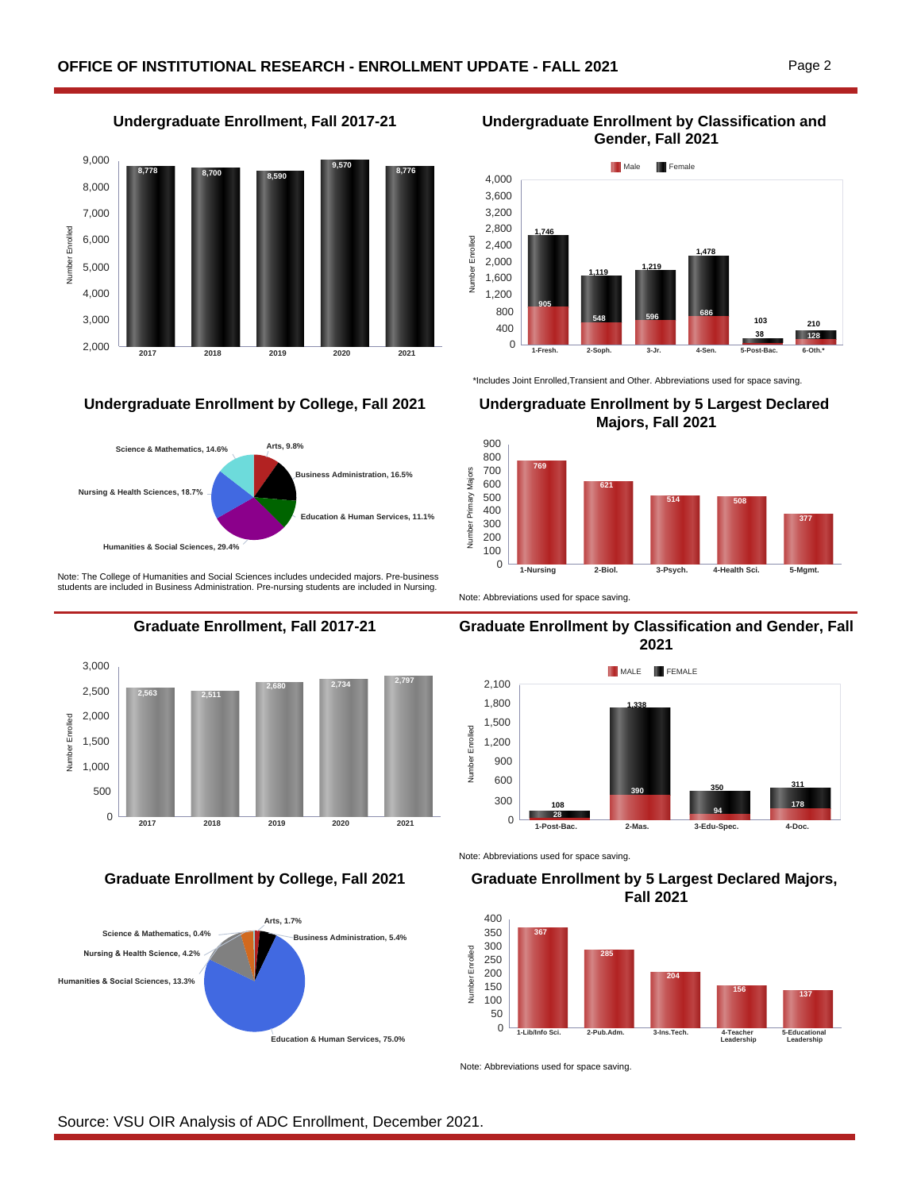## Undergraduate Enrollment, Fall 2017-21

| Year | Number Enrolled |
|---|---|
| 2017 | 8,778 |
| 2018 | 8,700 |
| 2019 | 8,590 |
| 2020 | 9,570 |
| 2021 | 8,776 |

## Undergraduate Enrollment by Classification and Gender, Fall 2021

| Classification | Male | Female |
|---|---|---|
| 1-Fresh. | 905 | 1,746 |
| 2-Soph. | 548 | 1,119 |
| 3-Jr. | 596 | 1,219 |
| 4-Sen. | 686 | 1,478 |
| 5-Post-Bac. | 38 | 103 |
| 6-Oth.* | 128 | 210 |

*Includes Joint Enrolled,Transient and Other. Abbreviations used for space saving.

## Undergraduate Enrollment by College, Fall 2021

| College | Percent |
|---|---|
| Arts | 9.8% |
| Business Administration | 16.5% |
| Education & Human Services | 11.1% |
| Humanities & Social Sciences | 29.4% |
| Nursing & Health Sciences | 18.7% |
| Science & Mathematics | 14.6% |

Note: The College of Humanities and Social Sciences includes undecided majors. Pre-business students are included in Business Administration. Pre-nursing students are included in Nursing.

## Undergraduate Enrollment by 5 Largest Declared Majors, Fall 2021

| Major | Number Primary Majors |
|---|---|
| 1-Nursing | 769 |
| 2-Biol. | 621 |
| 3-Psych. | 514 |
| 4-Health Sci. | 508 |
| 5-Mgmt. | 377 |

Note: Abbreviations used for space saving.

## Graduate Enrollment, Fall 2017-21

| Year | Number Enrolled |
|---|---|
| 2017 | 2,563 |
| 2018 | 2,511 |
| 2019 | 2,680 |
| 2020 | 2,734 |
| 2021 | 2,797 |

## Graduate Enrollment by Classification and Gender, Fall 2021

| Classification | MALE | FEMALE |
|---|---|---|
| 1-Post-Bac. | 28 | 108 |
| 2-Mas. | 390 | 1,338 |
| 3-Edu-Spec. | 94 | 350 |
| 4-Doc. | 178 | 311 |

Note: Abbreviations used for space saving.

## Graduate Enrollment by College, Fall 2021

| College | Percent |
|---|---|
| Arts | 1.7% |
| Business Administration | 5.4% |
| Education & Human Services | 75.0% |
| Humanities & Social Sciences | 13.3% |
| Nursing & Health Science | 4.2% |
| Science & Mathematics | 0.4% |

## Graduate Enrollment by 5 Largest Declared Majors, Fall 2021

| Major | Number Enrolled |
|---|---|
| 1-Lib/Info Sci. | 367 |
| 2-Pub.Adm. | 285 |
| 3-Ins.Tech. | 204 |
| 4-Teacher Leadership | 156 |
| 5-Educational Leadership | 137 |

Note: Abbreviations used for space saving.

Source: VSU OIR Analysis of ADC Enrollment, December 2021.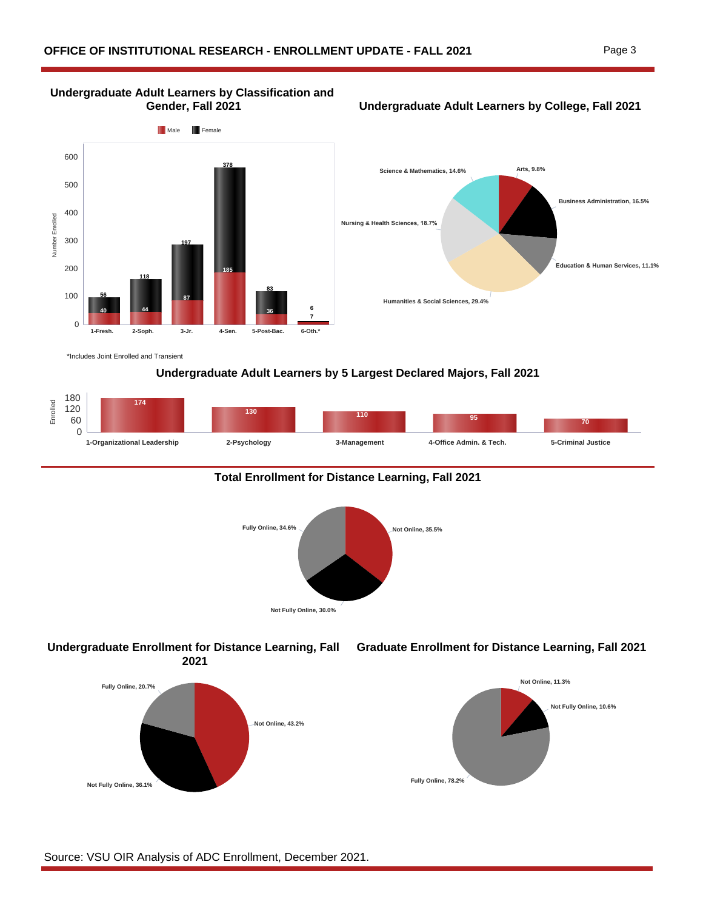### Undergraduate Adult Learners by Classification and Gender, Fall 2021

| Classification | Male | Female |
|---|---|---|
| 1-Fresh. | 40 | 56 |
| 2-Soph. | 44 | 118 |
| 3-Jr. | 87 | 197 |
| 4-Sen. | 185 | 378 |
| 5-Post-Bac. | 36 | 83 |
| 6-Oth.* | 7 | 6 |

*Includes Joint Enrolled and Transient

### Undergraduate Adult Learners by College, Fall 2021

| College | Percent |
|---|---|
| Arts | 9.8% |
| Business Administration | 16.5% |
| Education & Human Services | 11.1% |
| Humanities & Social Sciences | 29.4% |
| Nursing & Health Sciences | 18.7% |
| Science & Mathematics | 14.6% |

### Undergraduate Adult Learners by 5 Largest Declared Majors, Fall 2021

| Major | Enrolled |
|---|---|
| 1-Organizational Leadership | 174 |
| 2-Psychology | 130 |
| 3-Management | 110 |
| 4-Office Admin. & Tech. | 95 |
| 5-Criminal Justice | 70 |

### Total Enrollment for Distance Learning, Fall 2021

| Category | Percent |
|---|---|
| Not Online | 35.5% |
| Not Fully Online | 30.0% |
| Fully Online | 34.6% |

### Undergraduate Enrollment for Distance Learning, Fall 2021

| Category | Percent |
|---|---|
| Not Online | 43.2% |
| Not Fully Online | 36.1% |
| Fully Online | 20.7% |

### Graduate Enrollment for Distance Learning, Fall 2021

| Category | Percent |
|---|---|
| Not Online | 11.3% |
| Not Fully Online | 10.6% |
| Fully Online | 78.2% |

Source: VSU OIR Analysis of ADC Enrollment, December 2021.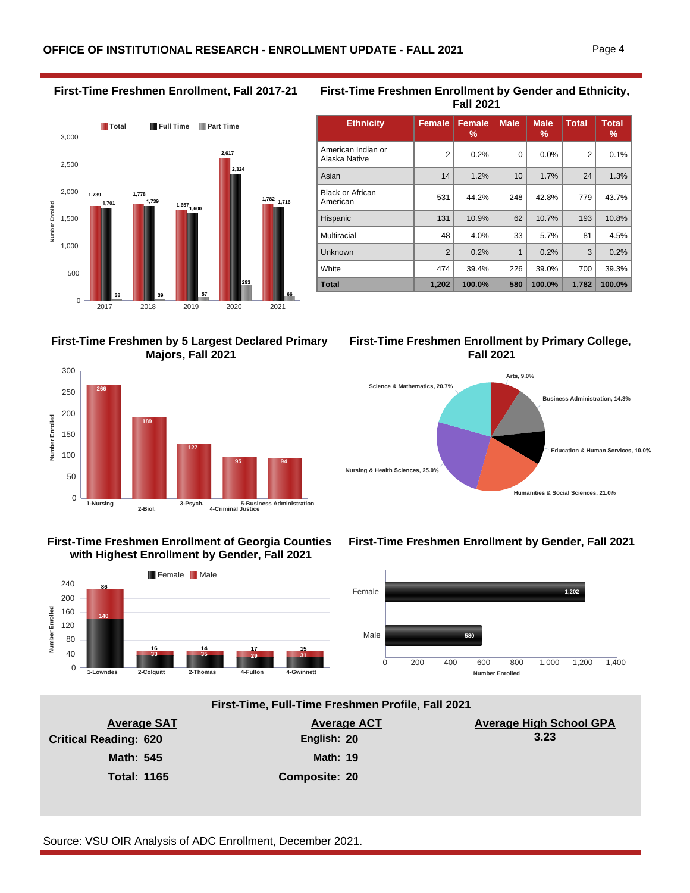## First-Time Freshmen Enrollment, Fall 2017-21

Total   Full Time   Part Time

Number Enrolled

3,000
2,500
2,000
1,500
1,000
500
0

2017: 1,739 1,701 38
2018: 1,778 1,739 39
2019: 1,657 1,600 57
2020: 2,617 2,324 293
2021: 1,782 1,716 66

## First-Time Freshmen Enrollment by Gender and Ethnicity, Fall 2021

| Ethnicity | Female | Female % | Male | Male % | Total | Total % |
|---|---|---|---|---|---|---|
| American Indian or Alaska Native | 2 | 0.2% | 0 | 0.0% | 2 | 0.1% |
| Asian | 14 | 1.2% | 10 | 1.7% | 24 | 1.3% |
| Black or African American | 531 | 44.2% | 248 | 42.8% | 779 | 43.7% |
| Hispanic | 131 | 10.9% | 62 | 10.7% | 193 | 10.8% |
| Multiracial | 48 | 4.0% | 33 | 5.7% | 81 | 4.5% |
| Unknown | 2 | 0.2% | 1 | 0.2% | 3 | 0.2% |
| White | 474 | 39.4% | 226 | 39.0% | 700 | 39.3% |
| **Total** | **1,202** | **100.0%** | **580** | **100.0%** | **1,782** | **100.0%** |

## First-Time Freshmen by 5 Largest Declared Primary Majors, Fall 2021

Number Enrolled

300
250
200
150
100
50
0

1-Nursing 266
2-Biol. 189
3-Psych. 127
4-Criminal Justice 95
5-Business Administration 94

## First-Time Freshmen Enrollment by Primary College, Fall 2021

Arts, 9.0%
Business Administration, 14.3%
Education & Human Services, 10.0%
Humanities & Social Sciences, 21.0%
Nursing & Health Sciences, 25.0%
Science & Mathematics, 20.7%

## First-Time Freshmen Enrollment of Georgia Counties with Highest Enrollment by Gender, Fall 2021

Female   Male

Number Enrolled

240
200
160
120
80
40
0

1-Lowndes 140 86
2-Colquitt 33 16
2-Thomas 35 14
4-Fulton 29 17
4-Gwinnett 31 15

## First-Time Freshmen Enrollment by Gender, Fall 2021

Female 1,202
Male 580

0 200 400 600 800 1,000 1,200 1,400

Number Enrolled

## First-Time, Full-Time Freshmen Profile, Fall 2021

**Average SAT**

**Critical Reading: 620**

**Math: 545**

**Total: 1165**

**Average ACT**

**English: 20**

**Math: 19**

**Composite: 20**

**Average High School GPA**

**3.23**

Source: VSU OIR Analysis of ADC Enrollment, December 2021.